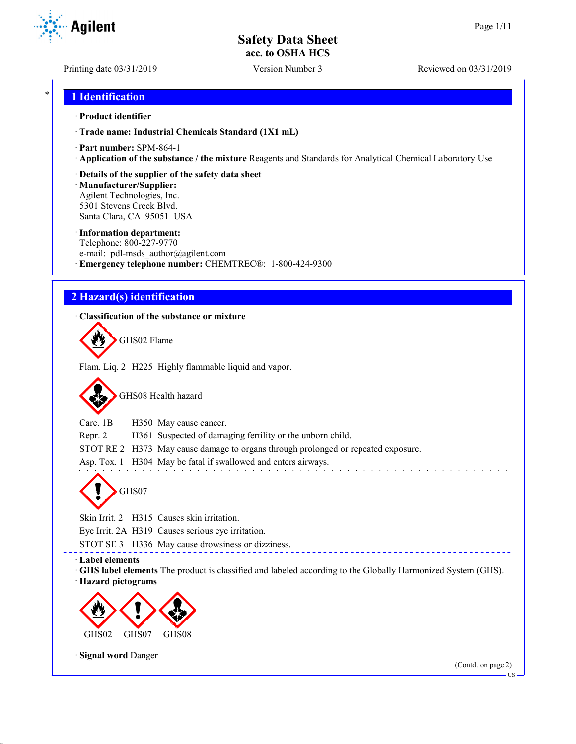# Safety Data Sheet
## acc. to OSHA HCS

Printing date 03/31/2019 | Version Number 3 | Reviewed on 03/31/2019

## 1 Identification

· **Product identifier**

· **Trade name: Industrial Chemicals Standard (1X1 mL)**

· **Part number:** SPM-864-1

· **Application of the substance / the mixture** Reagents and Standards for Analytical Chemical Laboratory Use

· **Details of the supplier of the safety data sheet**

· **Manufacturer/Supplier:**
Agilent Technologies, Inc.
5301 Stevens Creek Blvd.
Santa Clara, CA 95051 USA

· **Information department:**
Telephone: 800-227-9770
e-mail: pdl-msds_author@agilent.com

· **Emergency telephone number:** CHEMTREC®: 1-800-424-9300

## 2 Hazard(s) identification

· **Classification of the substance or mixture**

GHS02 Flame

Flam. Liq. 2 H225 Highly flammable liquid and vapor.

GHS08 Health hazard

Carc. 1B H350 May cause cancer.
Repr. 2 H361 Suspected of damaging fertility or the unborn child.
STOT RE 2 H373 May cause damage to organs through prolonged or repeated exposure.
Asp. Tox. 1 H304 May be fatal if swallowed and enters airways.

GHS07

Skin Irrit. 2 H315 Causes skin irritation.
Eye Irrit. 2A H319 Causes serious eye irritation.
STOT SE 3 H336 May cause drowsiness or dizziness.

· **Label elements**

· **GHS label elements** The product is classified and labeled according to the Globally Harmonized System (GHS).

· **Hazard pictograms**

GHS02 GHS07 GHS08

· **Signal word** Danger

(Contd. on page 2)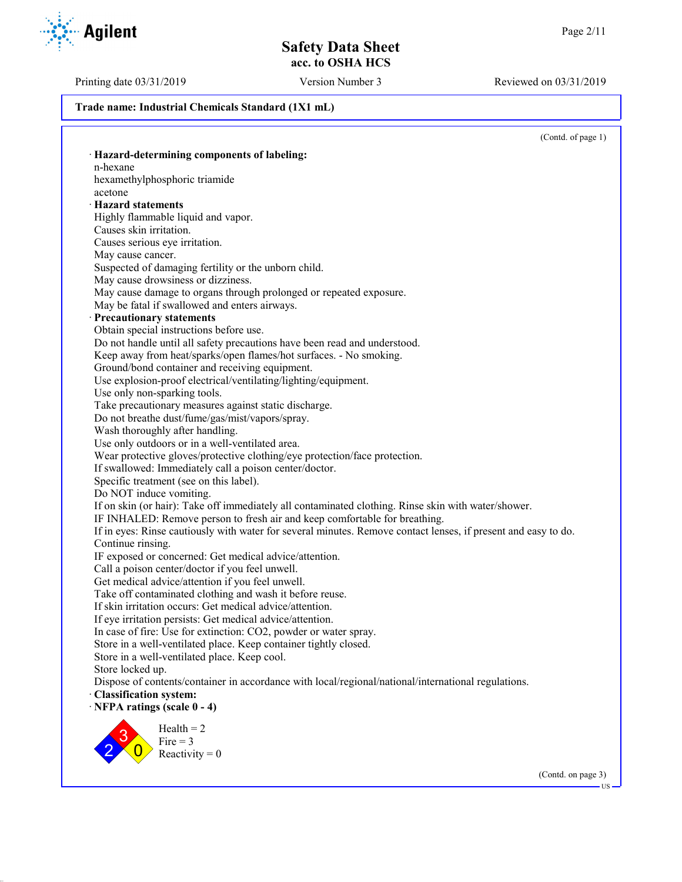**Trade name: Industrial Chemicals Standard (1X1 mL)**

(Contd. of page 1)

· **Hazard-determining components of labeling:**
n-hexane
hexamethylphosphoric triamide
acetone

· **Hazard statements**
Highly flammable liquid and vapor.
Causes skin irritation.
Causes serious eye irritation.
May cause cancer.
Suspected of damaging fertility or the unborn child.
May cause drowsiness or dizziness.
May cause damage to organs through prolonged or repeated exposure.
May be fatal if swallowed and enters airways.

· **Precautionary statements**
Obtain special instructions before use.
Do not handle until all safety precautions have been read and understood.
Keep away from heat/sparks/open flames/hot surfaces. - No smoking.
Ground/bond container and receiving equipment.
Use explosion-proof electrical/ventilating/lighting/equipment.
Use only non-sparking tools.
Take precautionary measures against static discharge.
Do not breathe dust/fume/gas/mist/vapors/spray.
Wash thoroughly after handling.
Use only outdoors or in a well-ventilated area.
Wear protective gloves/protective clothing/eye protection/face protection.
If swallowed: Immediately call a poison center/doctor.
Specific treatment (see on this label).
Do NOT induce vomiting.
If on skin (or hair): Take off immediately all contaminated clothing. Rinse skin with water/shower.
IF INHALED: Remove person to fresh air and keep comfortable for breathing.
If in eyes: Rinse cautiously with water for several minutes. Remove contact lenses, if present and easy to do. Continue rinsing.
IF exposed or concerned: Get medical advice/attention.
Call a poison center/doctor if you feel unwell.
Get medical advice/attention if you feel unwell.
Take off contaminated clothing and wash it before reuse.
If skin irritation occurs: Get medical advice/attention.
If eye irritation persists: Get medical advice/attention.
In case of fire: Use for extinction: $CO_2$, powder or water spray.
Store in a well-ventilated place. Keep container tightly closed.
Store in a well-ventilated place. Keep cool.
Store locked up.
Dispose of contents/container in accordance with local/regional/national/international regulations.

· **Classification system:**

· **NFPA ratings (scale 0 - 4)**

Health = 2
Fire = 3
Reactivity = 0

(Contd. on page 3)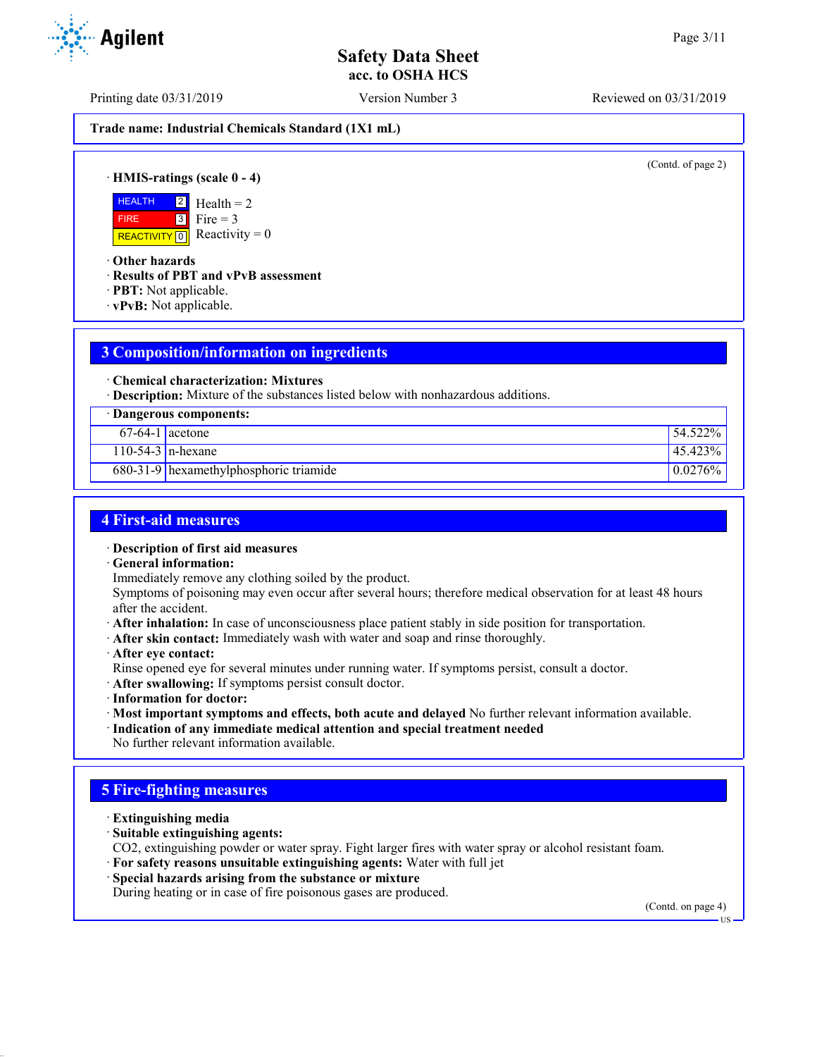Trade name: Industrial Chemicals Standard (1X1 mL)

(Contd. of page 2)

· **HMIS-ratings (scale 0 - 4)**

| | | |
|---|---|---|
| HEALTH | 2 | Health = 2 |
| FIRE | 3 | Fire = 3 |
| REACTIVITY | 0 | Reactivity = 0 |

· **Other hazards**
· **Results of PBT and vPvB assessment**
· **PBT:** Not applicable.
· **vPvB:** Not applicable.

## 3 Composition/information on ingredients

· **Chemical characterization: Mixtures**
· **Description:** Mixture of the substances listed below with nonhazardous additions.

| · Dangerous components: | | |
|---|---|---|
| 67-64-1 | acetone | 54.522% |
| 110-54-3 | n-hexane | 45.423% |
| 680-31-9 | hexamethylphosphoric triamide | 0.0276% |

## 4 First-aid measures

· **Description of first aid measures**
· **General information:**
Immediately remove any clothing soiled by the product.
Symptoms of poisoning may even occur after several hours; therefore medical observation for at least 48 hours after the accident.
· **After inhalation:** In case of unconsciousness place patient stably in side position for transportation.
· **After skin contact:** Immediately wash with water and soap and rinse thoroughly.
· **After eye contact:**
Rinse opened eye for several minutes under running water. If symptoms persist, consult a doctor.
· **After swallowing:** If symptoms persist consult doctor.
· **Information for doctor:**
· **Most important symptoms and effects, both acute and delayed** No further relevant information available.
· **Indication of any immediate medical attention and special treatment needed**
No further relevant information available.

## 5 Fire-fighting measures

· **Extinguishing media**
· **Suitable extinguishing agents:**
CO2, extinguishing powder or water spray. Fight larger fires with water spray or alcohol resistant foam.
· **For safety reasons unsuitable extinguishing agents:** Water with full jet
· **Special hazards arising from the substance or mixture**
During heating or in case of fire poisonous gases are produced.

(Contd. on page 4)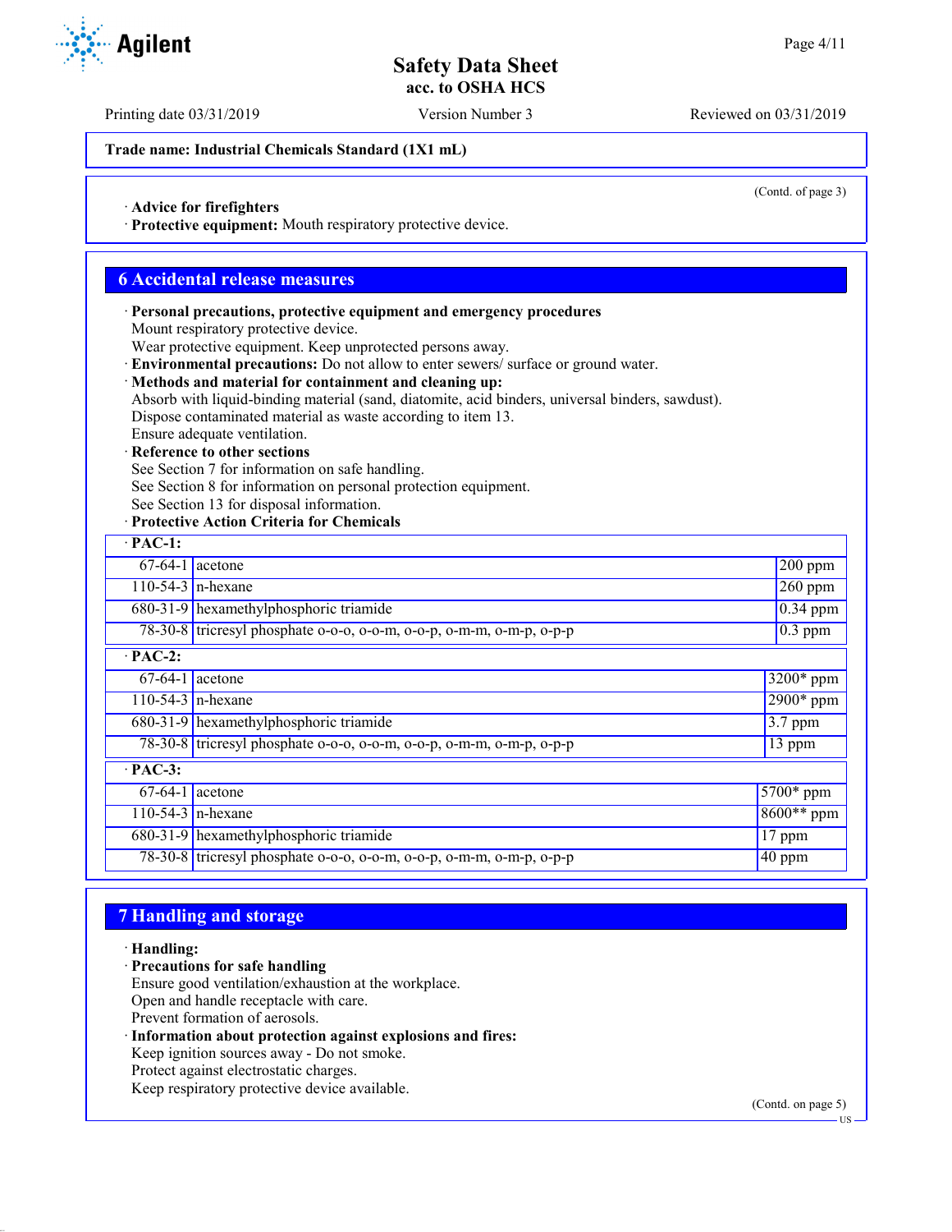Trade name: Industrial Chemicals Standard (1X1 mL)

(Contd. of page 3)

· **Advice for firefighters**
· **Protective equipment:** Mouth respiratory protective device.

## 6 Accidental release measures

· **Personal precautions, protective equipment and emergency procedures**
Mount respiratory protective device.
Wear protective equipment. Keep unprotected persons away.
· **Environmental precautions:** Do not allow to enter sewers/ surface or ground water.
· **Methods and material for containment and cleaning up:**
Absorb with liquid-binding material (sand, diatomite, acid binders, universal binders, sawdust).
Dispose contaminated material as waste according to item 13.
Ensure adequate ventilation.
· **Reference to other sections**
See Section 7 for information on safe handling.
See Section 8 for information on personal protection equipment.
See Section 13 for disposal information.
· **Protective Action Criteria for Chemicals**

| · **PAC-1:** | | |
|---|---|---|
| 67-64-1 | acetone | 200 ppm |
| 110-54-3 | n-hexane | 260 ppm |
| 680-31-9 | hexamethylphosphoric triamide | 0.34 ppm |
| 78-30-8 | tricresyl phosphate o-o-o, o-o-m, o-o-p, o-m-m, o-m-p, o-p-p | 0.3 ppm |
| · **PAC-2:** | | |
| 67-64-1 | acetone | 3200* ppm |
| 110-54-3 | n-hexane | 2900* ppm |
| 680-31-9 | hexamethylphosphoric triamide | 3.7 ppm |
| 78-30-8 | tricresyl phosphate o-o-o, o-o-m, o-o-p, o-m-m, o-m-p, o-p-p | 13 ppm |
| · **PAC-3:** | | |
| 67-64-1 | acetone | 5700* ppm |
| 110-54-3 | n-hexane | 8600** ppm |
| 680-31-9 | hexamethylphosphoric triamide | 17 ppm |
| 78-30-8 | tricresyl phosphate o-o-o, o-o-m, o-o-p, o-m-m, o-m-p, o-p-p | 40 ppm |

## 7 Handling and storage

· **Handling:**
· **Precautions for safe handling**
Ensure good ventilation/exhaustion at the workplace.
Open and handle receptacle with care.
Prevent formation of aerosols.
· **Information about protection against explosions and fires:**
Keep ignition sources away - Do not smoke.
Protect against electrostatic charges.
Keep respiratory protective device available.

(Contd. on page 5)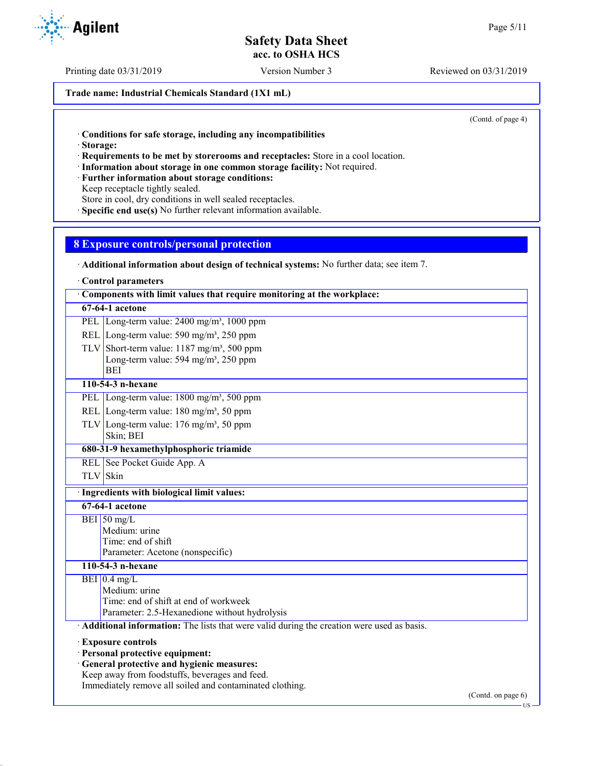(Contd. of page 4)

· **Conditions for safe storage, including any incompatibilities**
· **Storage:**
· **Requirements to be met by storerooms and receptacles:** Store in a cool location.
· **Information about storage in one common storage facility:** Not required.
· **Further information about storage conditions:**
Keep receptacle tightly sealed.
Store in cool, dry conditions in well sealed receptacles.
· **Specific end use(s)** No further relevant information available.

## 8 Exposure controls/personal protection

· **Additional information about design of technical systems:** No further data; see item 7.

· **Control parameters**

| · **Components with limit values that require monitoring at the workplace:** | |
|---|---|
| **67-64-1 acetone** | |
| PEL | Long-term value: 2400 mg/m³, 1000 ppm |
| REL | Long-term value: 590 mg/m³, 250 ppm |
| TLV | Short-term value: 1187 mg/m³, 500 ppm<br>Long-term value: 594 mg/m³, 250 ppm<br>BEI |
| **110-54-3 n-hexane** | |
| PEL | Long-term value: 1800 mg/m³, 500 ppm |
| REL | Long-term value: 180 mg/m³, 50 ppm |
| TLV | Long-term value: 176 mg/m³, 50 ppm<br>Skin; BEI |
| **680-31-9 hexamethylphosphoric triamide** | |
| REL | See Pocket Guide App. A |
| TLV | Skin |

| · **Ingredients with biological limit values:** | |
|---|---|
| **67-64-1 acetone** | |
| BEI | 50 mg/L<br>Medium: urine<br>Time: end of shift<br>Parameter: Acetone (nonspecific) |
| **110-54-3 n-hexane** | |
| BEI | 0.4 mg/L<br>Medium: urine<br>Time: end of shift at end of workweek<br>Parameter: 2.5-Hexanedione without hydrolysis |

· **Additional information:** The lists that were valid during the creation were used as basis.

· **Exposure controls**
· **Personal protective equipment:**
· **General protective and hygienic measures:**
Keep away from foodstuffs, beverages and feed.
Immediately remove all soiled and contaminated clothing.

(Contd. on page 6)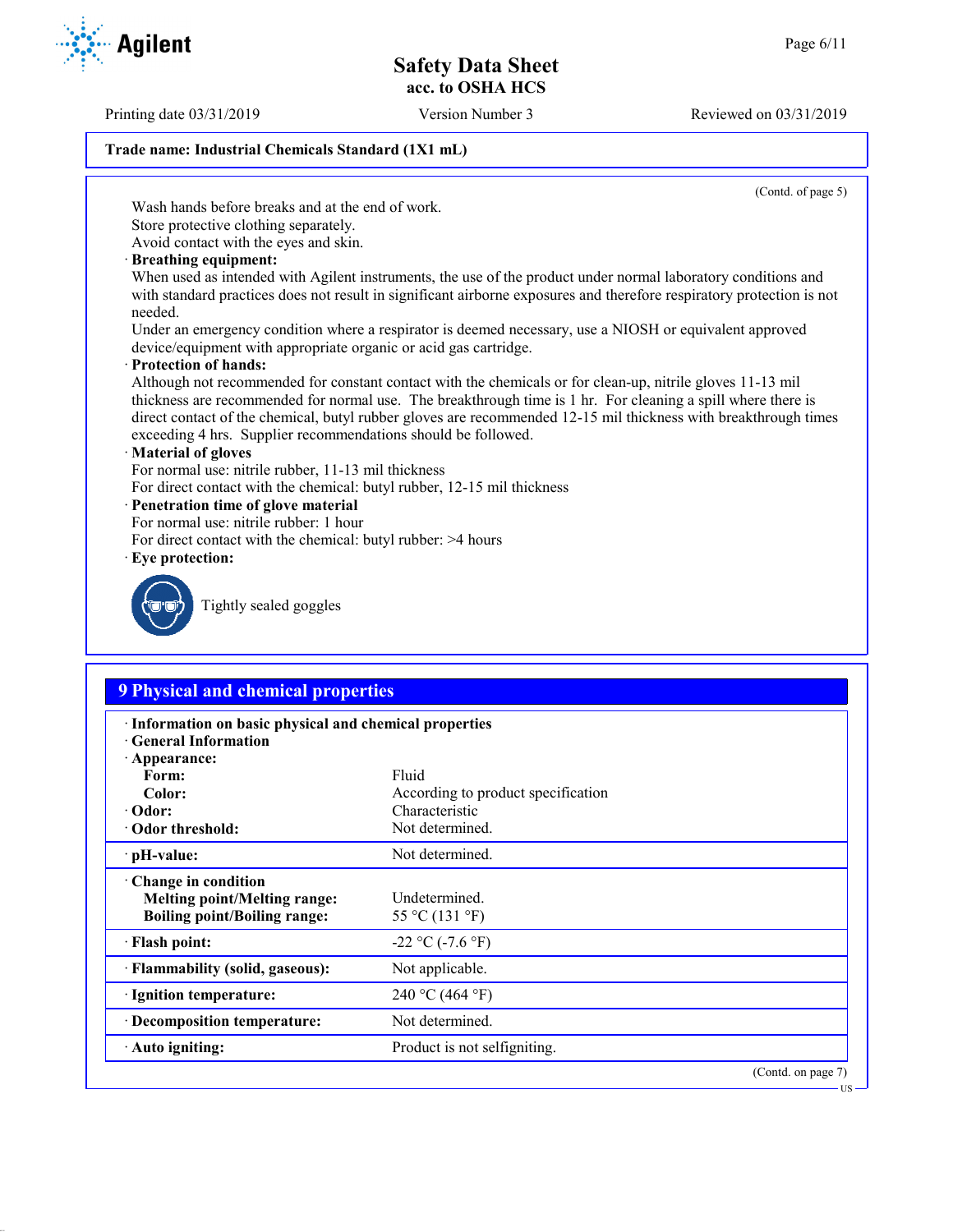Trade name: Industrial Chemicals Standard (1X1 mL)

(Contd. of page 5)

Wash hands before breaks and at the end of work.
Store protective clothing separately.
Avoid contact with the eyes and skin.

· **Breathing equipment:**
When used as intended with Agilent instruments, the use of the product under normal laboratory conditions and with standard practices does not result in significant airborne exposures and therefore respiratory protection is not needed.
Under an emergency condition where a respirator is deemed necessary, use a NIOSH or equivalent approved device/equipment with appropriate organic or acid gas cartridge.

· **Protection of hands:**
Although not recommended for constant contact with the chemicals or for clean-up, nitrile gloves 11-13 mil thickness are recommended for normal use. The breakthrough time is 1 hr. For cleaning a spill where there is direct contact of the chemical, butyl rubber gloves are recommended 12-15 mil thickness with breakthrough times exceeding 4 hrs. Supplier recommendations should be followed.

· **Material of gloves**
For normal use: nitrile rubber, 11-13 mil thickness
For direct contact with the chemical: butyl rubber, 12-15 mil thickness

· **Penetration time of glove material**
For normal use: nitrile rubber: 1 hour
For direct contact with the chemical: butyl rubber: >4 hours

· **Eye protection:**

Tightly sealed goggles

## 9 Physical and chemical properties

| | |
|---|---|
| · **Information on basic physical and chemical properties** | |
| · **General Information** | |
| · **Appearance:** | |
| **Form:** | Fluid |
| **Color:** | According to product specification |
| · **Odor:** | Characteristic |
| · **Odor threshold:** | Not determined. |
| · **pH-value:** | Not determined. |
| · **Change in condition** | |
| **Melting point/Melting range:** | Undetermined. |
| **Boiling point/Boiling range:** | 55 °C (131 °F) |
| · **Flash point:** | -22 °C (-7.6 °F) |
| · **Flammability (solid, gaseous):** | Not applicable. |
| · **Ignition temperature:** | 240 °C (464 °F) |
| · **Decomposition temperature:** | Not determined. |
| · **Auto igniting:** | Product is not selfigniting. |

(Contd. on page 7)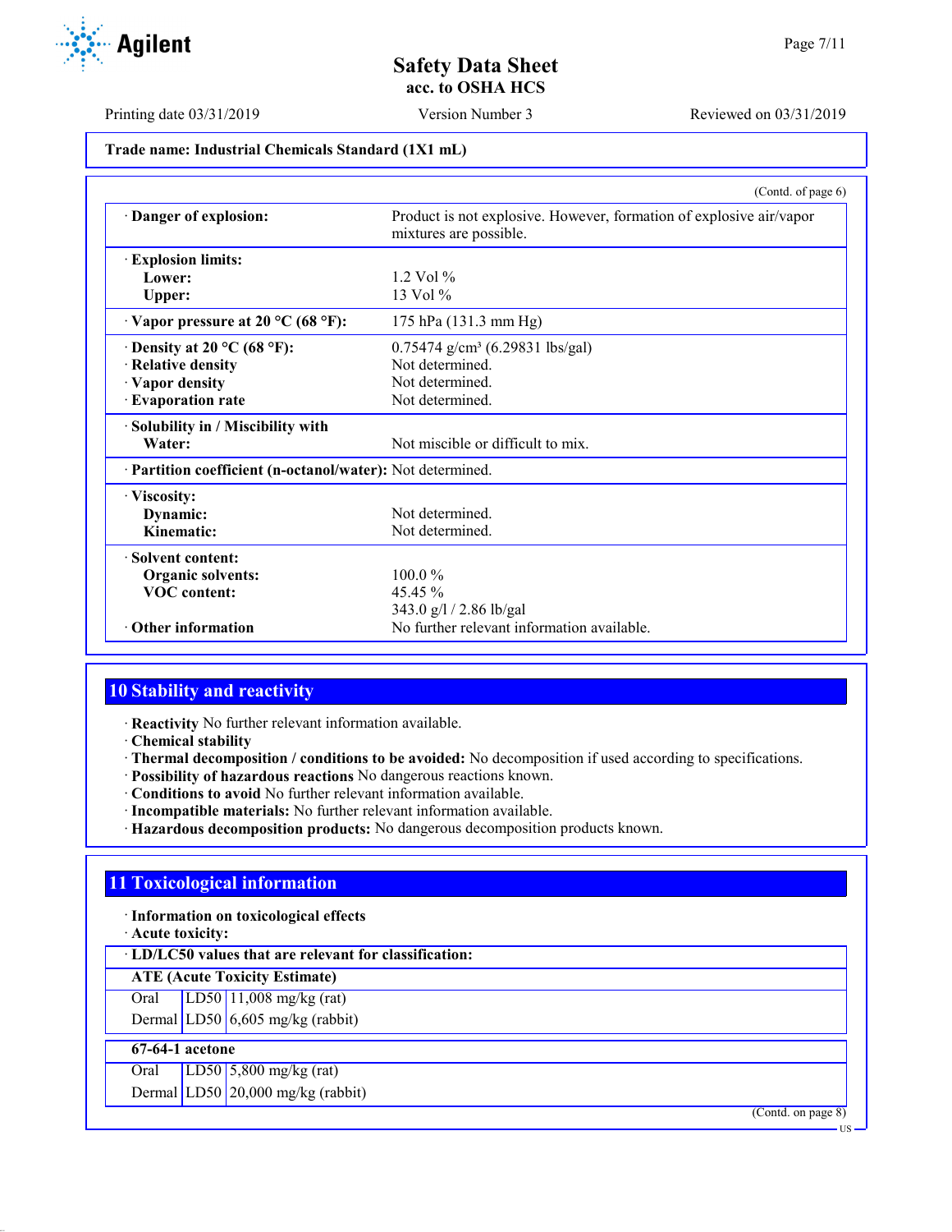**Trade name: Industrial Chemicals Standard (1X1 mL)**

(Contd. of page 6)

| | |
|---|---|
| · **Danger of explosion:** | Product is not explosive. However, formation of explosive air/vapor mixtures are possible. |
| · **Explosion limits:** | |
| **Lower:** | 1.2 Vol % |
| **Upper:** | 13 Vol % |
| · **Vapor pressure at 20 °C (68 °F):** | 175 hPa (131.3 mm Hg) |
| · **Density at 20 °C (68 °F):** | 0.75474 g/cm³ (6.29831 lbs/gal) |
| · **Relative density** | Not determined. |
| · **Vapor density** | Not determined. |
| · **Evaporation rate** | Not determined. |
| · **Solubility in / Miscibility with** | |
| **Water:** | Not miscible or difficult to mix. |
| · **Partition coefficient (n-octanol/water):** | Not determined. |
| · **Viscosity:** | |
| **Dynamic:** | Not determined. |
| **Kinematic:** | Not determined. |
| · **Solvent content:** | |
| **Organic solvents:** | 100.0 % |
| **VOC content:** | 45.45 % |
| | 343.0 g/l / 2.86 lb/gal |
| · **Other information** | No further relevant information available. |

## 10 Stability and reactivity

· **Reactivity** No further relevant information available.
· **Chemical stability**
· **Thermal decomposition / conditions to be avoided:** No decomposition if used according to specifications.
· **Possibility of hazardous reactions** No dangerous reactions known.
· **Conditions to avoid** No further relevant information available.
· **Incompatible materials:** No further relevant information available.
· **Hazardous decomposition products:** No dangerous decomposition products known.

## 11 Toxicological information

· **Information on toxicological effects**
· **Acute toxicity:**

· **LD/LC50 values that are relevant for classification:**

| **ATE (Acute Toxicity Estimate)** | | |
|---|---|---|
| Oral | LD50 | 11,008 mg/kg (rat) |
| Dermal | LD50 | 6,605 mg/kg (rabbit) |
| **67-64-1 acetone** | | |
| Oral | LD50 | 5,800 mg/kg (rat) |
| Dermal | LD50 | 20,000 mg/kg (rabbit) |

(Contd. on page 8)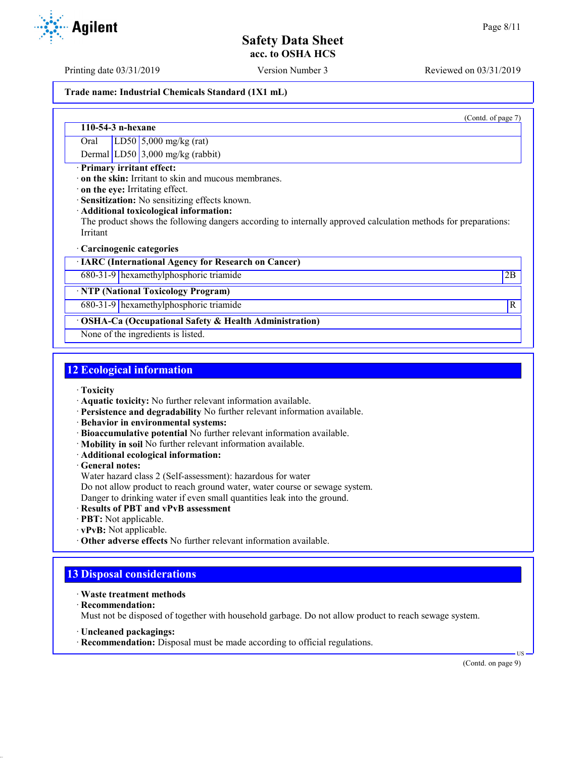(Contd. of page 7)

| 110-54-3 n-hexane | | |
|---|---|---|
| Oral | LD50 | 5,000 mg/kg (rat) |
| Dermal | LD50 | 3,000 mg/kg (rabbit) |

· **Primary irritant effect:**
· **on the skin:** Irritant to skin and mucous membranes.
· **on the eye:** Irritating effect.
· **Sensitization:** No sensitizing effects known.
· **Additional toxicological information:**
The product shows the following dangers according to internally approved calculation methods for preparations:
Irritant

· **Carcinogenic categories**

| · IARC (International Agency for Research on Cancer) | | |
|---|---|---|
| 680-31-9 | hexamethylphosphoric triamide | 2B |

| · NTP (National Toxicology Program) | | |
|---|---|---|
| 680-31-9 | hexamethylphosphoric triamide | R |

| · OSHA-Ca (Occupational Safety & Health Administration) |
|---|
| None of the ingredients is listed. |

## 12 Ecological information

· **Toxicity**
· **Aquatic toxicity:** No further relevant information available.
· **Persistence and degradability** No further relevant information available.
· **Behavior in environmental systems:**
· **Bioaccumulative potential** No further relevant information available.
· **Mobility in soil** No further relevant information available.
· **Additional ecological information:**
· **General notes:**
Water hazard class 2 (Self-assessment): hazardous for water
Do not allow product to reach ground water, water course or sewage system.
Danger to drinking water if even small quantities leak into the ground.
· **Results of PBT and vPvB assessment**
· **PBT:** Not applicable.
· **vPvB:** Not applicable.
· **Other adverse effects** No further relevant information available.

## 13 Disposal considerations

· **Waste treatment methods**
· **Recommendation:**
Must not be disposed of together with household garbage. Do not allow product to reach sewage system.

· **Uncleaned packagings:**
· **Recommendation:** Disposal must be made according to official regulations.

(Contd. on page 9)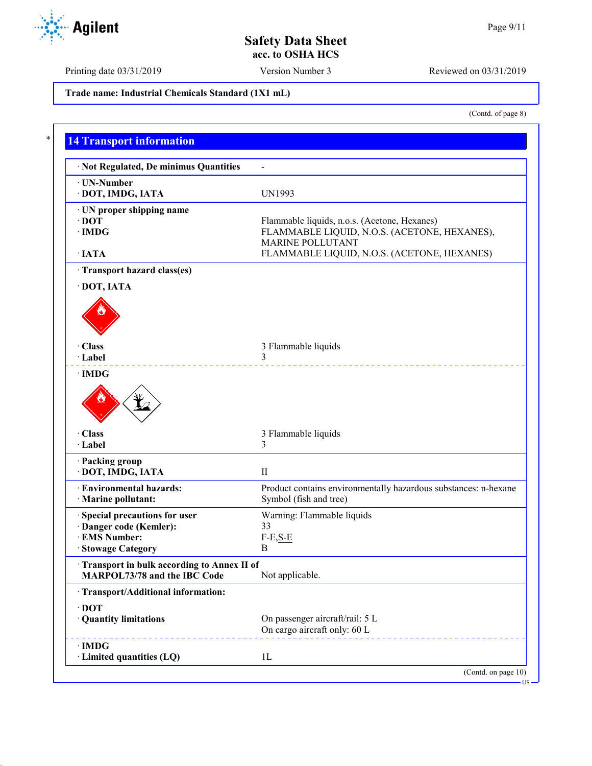Trade name: Industrial Chemicals Standard (1X1 mL)

(Contd. of page 8)

## 14 Transport information

| | |
|---|---|
| · Not Regulated, De minimus Quantities | - |
| · UN-Number<br>· DOT, IMDG, IATA | UN1993 |
| · UN proper shipping name<br>· DOT<br>· IMDG<br><br>· IATA | <br>Flammable liquids, n.o.s. (Acetone, Hexanes)<br>FLAMMABLE LIQUID, N.O.S. (ACETONE, HEXANES), MARINE POLLUTANT<br>FLAMMABLE LIQUID, N.O.S. (ACETONE, HEXANES) |
| · Transport hazard class(es) | |
| · DOT, IATA | |
| · Class | 3 Flammable liquids |
| · Label | 3 |
| · IMDG | |
| · Class | 3 Flammable liquids |
| · Label | 3 |
| · Packing group<br>· DOT, IMDG, IATA | II |
| · Environmental hazards:<br>· Marine pollutant: | Product contains environmentally hazardous substances: n-hexane<br>Symbol (fish and tree) |
| · Special precautions for user | Warning: Flammable liquids |
| · Danger code (Kemler): | 33 |
| · EMS Number: | F-E,S-E |
| · Stowage Category | B |
| · Transport in bulk according to Annex II of MARPOL73/78 and the IBC Code | Not applicable. |
| · Transport/Additional information: | |
| · DOT | |
| · Quantity limitations | On passenger aircraft/rail: 5 L<br>On cargo aircraft only: 60 L |
| · IMDG | |
| · Limited quantities (LQ) | 1L |

(Contd. on page 10)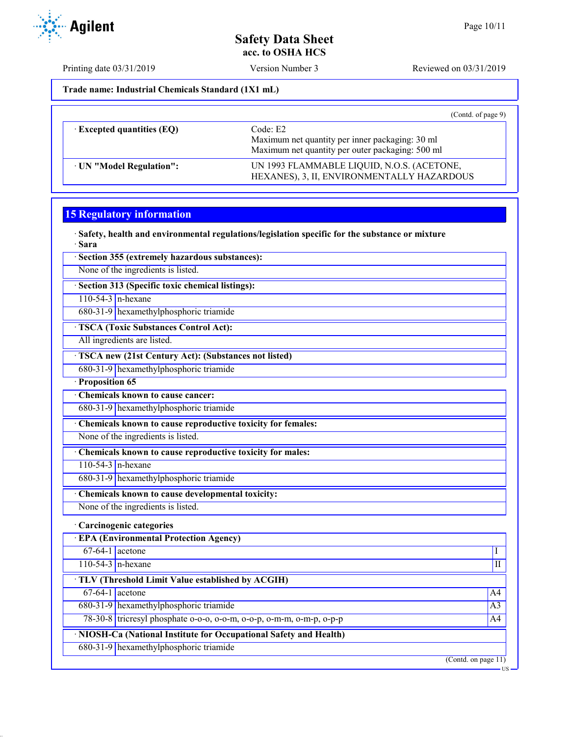Trade name: Industrial Chemicals Standard (1X1 mL)

(Contd. of page 9)

| | |
|---|---|
| · Excepted quantities (EQ) | Code: E2<br>Maximum net quantity per inner packaging: 30 ml<br>Maximum net quantity per outer packaging: 500 ml |
| · UN "Model Regulation": | UN 1993 FLAMMABLE LIQUID, N.O.S. (ACETONE, HEXANES), 3, II, ENVIRONMENTALLY HAZARDOUS |

## 15 Regulatory information

· **Safety, health and environmental regulations/legislation specific for the substance or mixture**

· **Sara**

| · Section 355 (extremely hazardous substances): |
|---|
| None of the ingredients is listed. |

| · Section 313 (Specific toxic chemical listings): | |
|---|---|
| 110-54-3 | n-hexane |
| 680-31-9 | hexamethylphosphoric triamide |

| · TSCA (Toxic Substances Control Act): |
|---|
| All ingredients are listed. |

| · TSCA new (21st Century Act): (Substances not listed) | |
|---|---|
| 680-31-9 | hexamethylphosphoric triamide |

· **Proposition 65**

| · Chemicals known to cause cancer: | |
|---|---|
| 680-31-9 | hexamethylphosphoric triamide |

| · Chemicals known to cause reproductive toxicity for females: |
|---|
| None of the ingredients is listed. |

| · Chemicals known to cause reproductive toxicity for males: | |
|---|---|
| 110-54-3 | n-hexane |
| 680-31-9 | hexamethylphosphoric triamide |

| · Chemicals known to cause developmental toxicity: |
|---|
| None of the ingredients is listed. |

· **Carcinogenic categories**

| · EPA (Environmental Protection Agency) | | |
|---|---|---|
| 67-64-1 | acetone | I |
| 110-54-3 | n-hexane | II |

| · TLV (Threshold Limit Value established by ACGIH) | | |
|---|---|---|
| 67-64-1 | acetone | A4 |
| 680-31-9 | hexamethylphosphoric triamide | A3 |
| 78-30-8 | tricresyl phosphate o-o-o, o-o-m, o-o-p, o-m-m, o-m-p, o-p-p | A4 |

| · NIOSH-Ca (National Institute for Occupational Safety and Health) | |
|---|---|
| 680-31-9 | hexamethylphosphoric triamide |

(Contd. on page 11)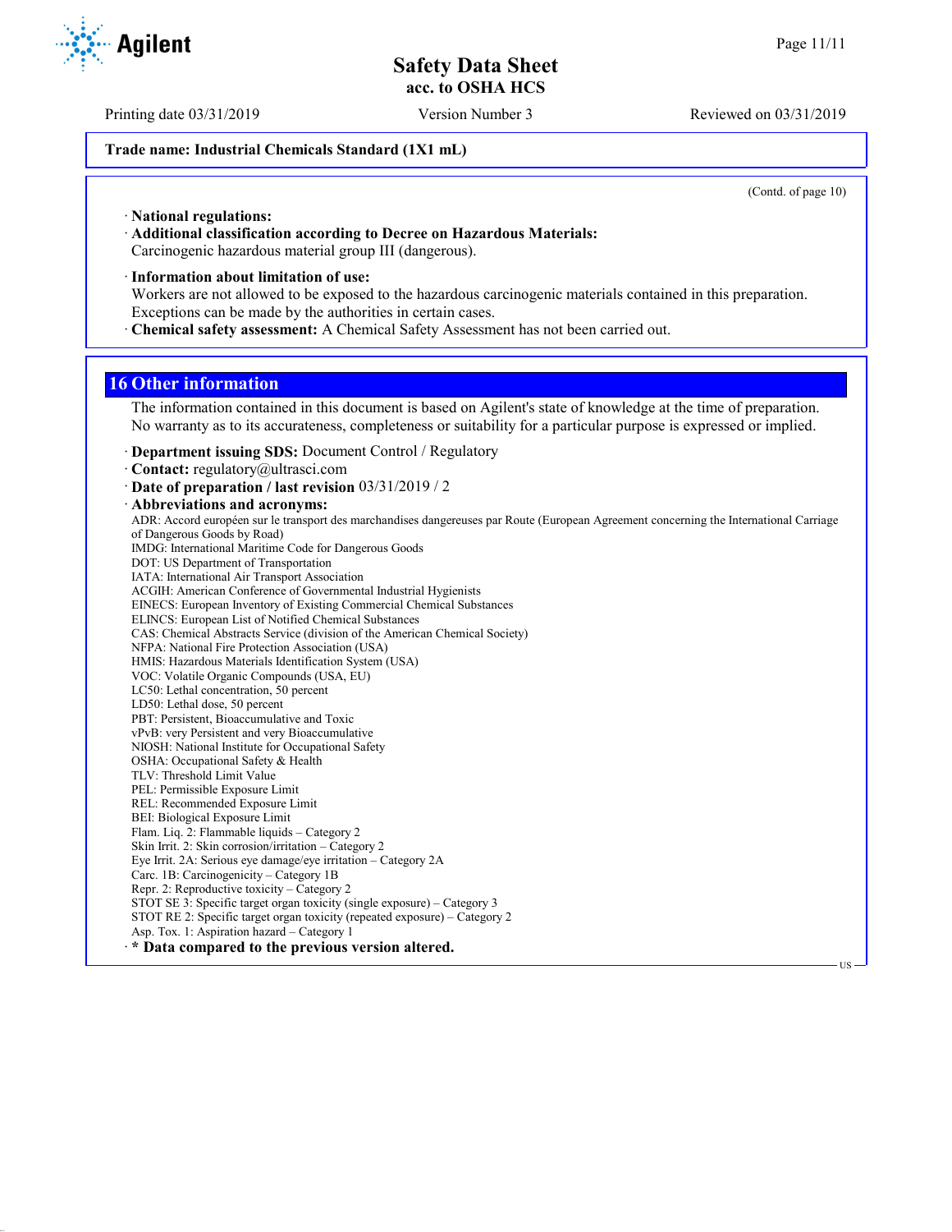**Trade name: Industrial Chemicals Standard (1X1 mL)**

(Contd. of page 10)

· **National regulations:**

· **Additional classification according to Decree on Hazardous Materials:**
Carcinogenic hazardous material group III (dangerous).

· **Information about limitation of use:**
Workers are not allowed to be exposed to the hazardous carcinogenic materials contained in this preparation. Exceptions can be made by the authorities in certain cases.

· **Chemical safety assessment:** A Chemical Safety Assessment has not been carried out.

## 16 Other information

The information contained in this document is based on Agilent's state of knowledge at the time of preparation. No warranty as to its accurateness, completeness or suitability for a particular purpose is expressed or implied.

· **Department issuing SDS:** Document Control / Regulatory
· **Contact:** regulatory@ultrasci.com
· **Date of preparation / last revision** 03/31/2019 / 2
· **Abbreviations and acronyms:**
ADR: Accord européen sur le transport des marchandises dangereuses par Route (European Agreement concerning the International Carriage of Dangerous Goods by Road)
IMDG: International Maritime Code for Dangerous Goods
DOT: US Department of Transportation
IATA: International Air Transport Association
ACGIH: American Conference of Governmental Industrial Hygienists
EINECS: European Inventory of Existing Commercial Chemical Substances
ELINCS: European List of Notified Chemical Substances
CAS: Chemical Abstracts Service (division of the American Chemical Society)
NFPA: National Fire Protection Association (USA)
HMIS: Hazardous Materials Identification System (USA)
VOC: Volatile Organic Compounds (USA, EU)
LC50: Lethal concentration, 50 percent
LD50: Lethal dose, 50 percent
PBT: Persistent, Bioaccumulative and Toxic
vPvB: very Persistent and very Bioaccumulative
NIOSH: National Institute for Occupational Safety
OSHA: Occupational Safety & Health
TLV: Threshold Limit Value
PEL: Permissible Exposure Limit
REL: Recommended Exposure Limit
BEI: Biological Exposure Limit
Flam. Liq. 2: Flammable liquids – Category 2
Skin Irrit. 2: Skin corrosion/irritation – Category 2
Eye Irrit. 2A: Serious eye damage/eye irritation – Category 2A
Carc. 1B: Carcinogenicity – Category 1B
Repr. 2: Reproductive toxicity – Category 2
STOT SE 3: Specific target organ toxicity (single exposure) – Category 3
STOT RE 2: Specific target organ toxicity (repeated exposure) – Category 2
Asp. Tox. 1: Aspiration hazard – Category 1

· **\* Data compared to the previous version altered.**